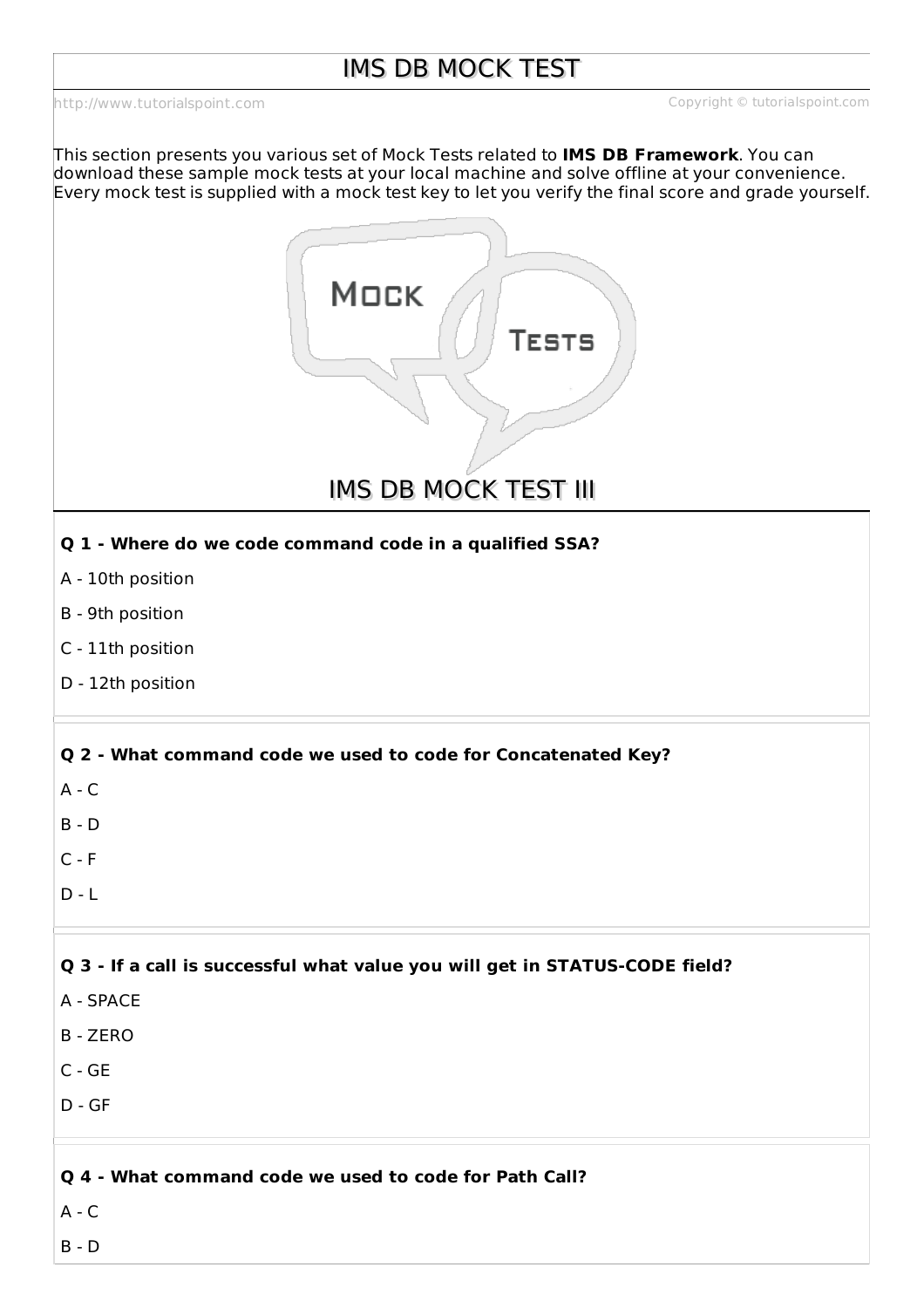# IMS DB MOCK TEST

http://www.tutorialspoint.com Copyright © tutorialspoint.com

This section presents you various set of Mock Tests related to **IMS DB Framework**. You can download these sample mock tests at your local machine and solve offline at your convenience. Every mock test is supplied with a mock test key to let you verify the final score and grade yourself.

## IMS DB MOCK TEST III

**Q 1 - Where do we code command code in a qualified SSA?**

A - 10th position

B - 9th position

C - 11th position

D - 12th position

**Q 2 - What command code we used to code for Concatenated Key?**

A - C

B - D

C - F

D - L

**Q 3 - If a call is successful what value you will get in STATUS-CODE field?**

A - SPACE

B - ZERO

C - GE

D - GF

**Q 4 - What command code we used to code for Path Call?**

A - C

B - D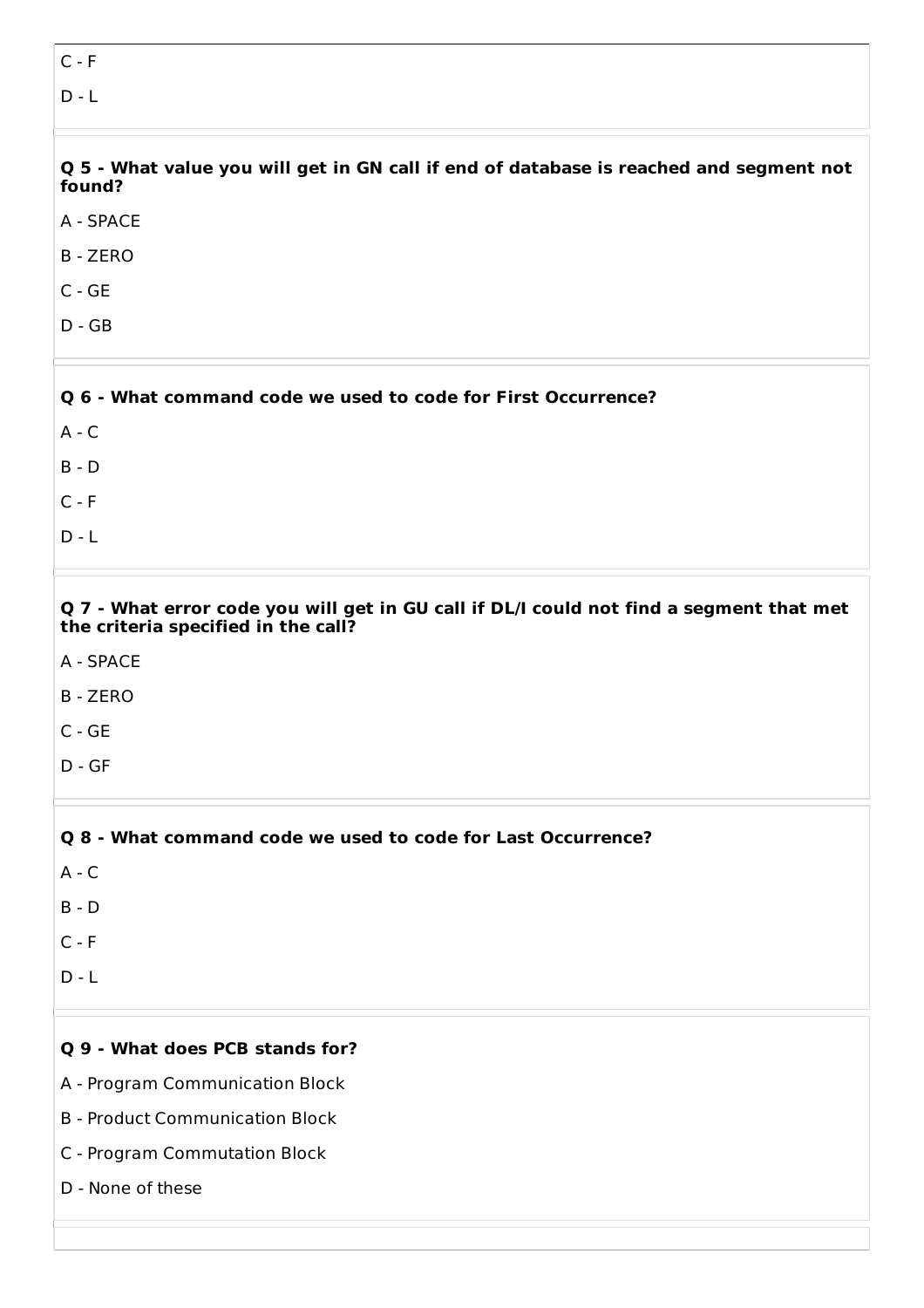C - F

D - L

**Q 5 - What value you will get in GN call if end of database is reached and segment not found?**

A - SPACE

B - ZERO

C - GE

D - GB

**Q 6 - What command code we used to code for First Occurrence?**

A - C

B - D

C - F

D - L

**Q 7 - What error code you will get in GU call if DL/I could not find a segment that met the criteria specified in the call?**

A - SPACE

B - ZERO

C - GE

D - GF

**Q 8 - What command code we used to code for Last Occurrence?**

A - C

B - D

C - F

D - L

**Q 9 - What does PCB stands for?**

A - Program Communication Block

B - Product Communication Block

C - Program Commutation Block

D - None of these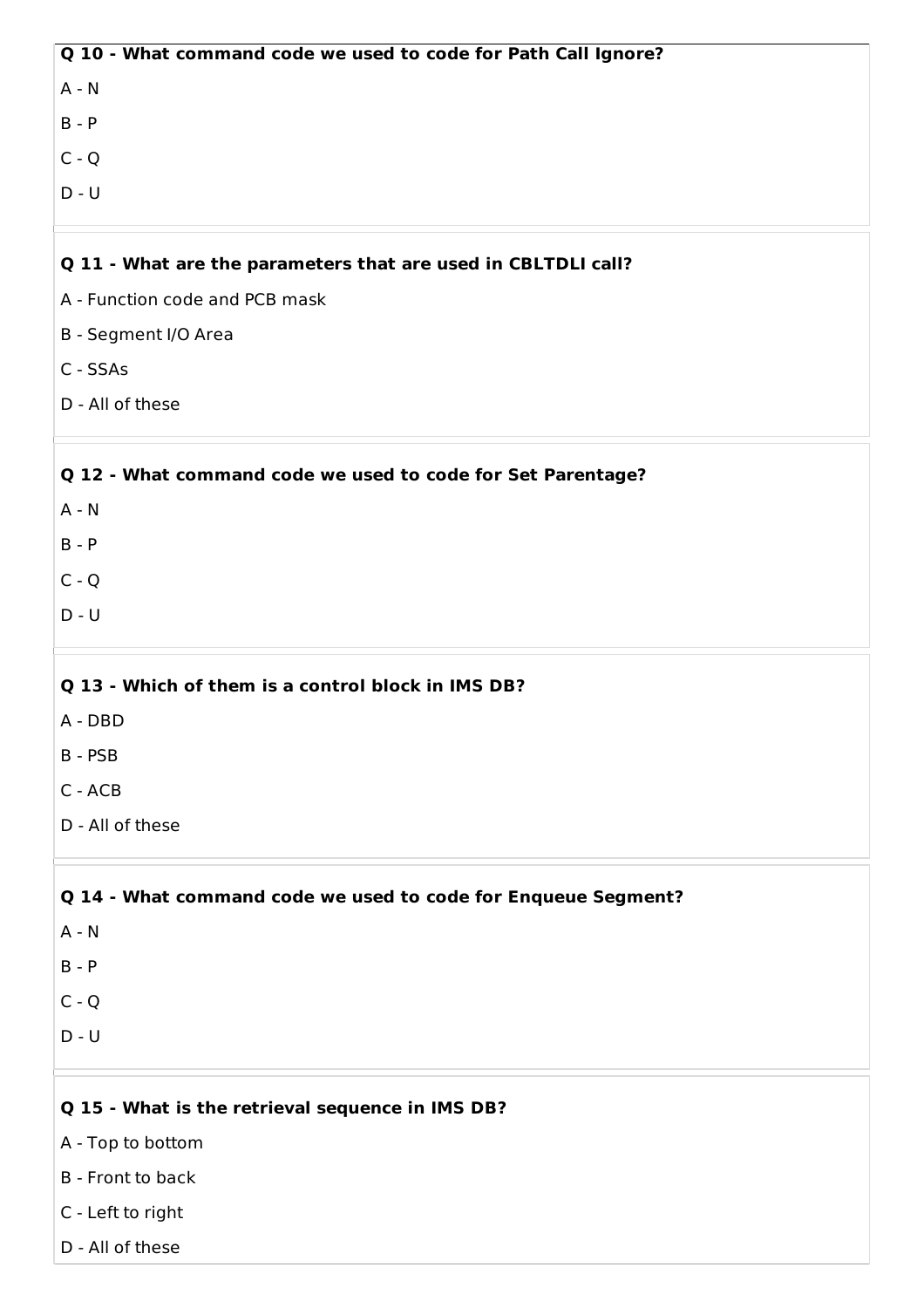**Q 10 - What command code we used to code for Path Call Ignore?**

A - N

B - P

C - Q

D - U

**Q 11 - What are the parameters that are used in CBLTDLI call?**

A - Function code and PCB mask

B - Segment I/O Area

C - SSAs

D - All of these

**Q 12 - What command code we used to code for Set Parentage?**

A - N

B - P

C - Q

D - U

**Q 13 - Which of them is a control block in IMS DB?**

A - DBD

B - PSB

C - ACB

D - All of these

**Q 14 - What command code we used to code for Enqueue Segment?**

A - N

B - P

C - Q

D - U

**Q 15 - What is the retrieval sequence in IMS DB?**

A - Top to bottom

B - Front to back

C - Left to right

D - All of these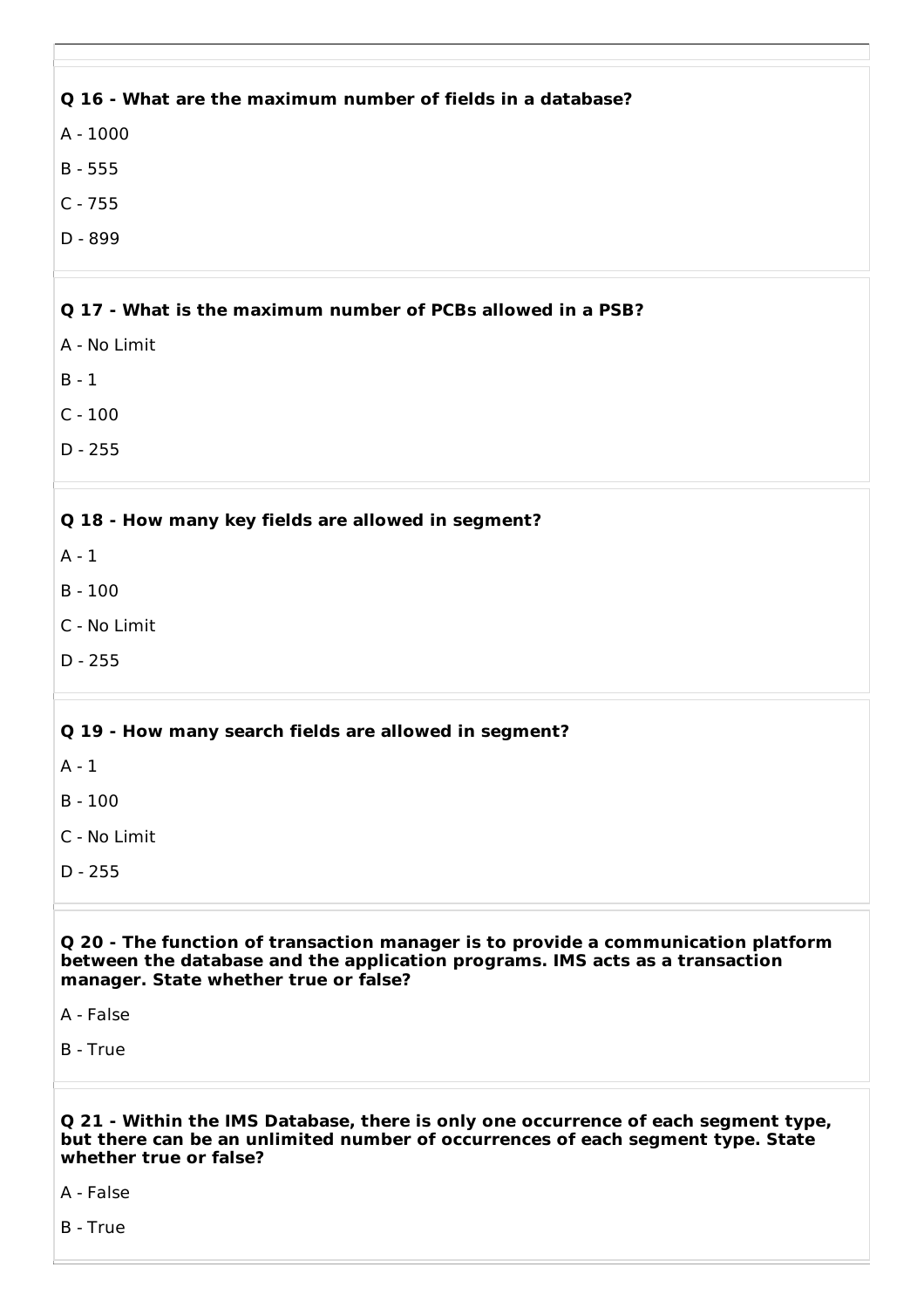**Q 16 - What are the maximum number of fields in a database?**

A - 1000

B - 555

C - 755

D - 899

**Q 17 - What is the maximum number of PCBs allowed in a PSB?**

A - No Limit

B - 1

C - 100

D - 255

**Q 18 - How many key fields are allowed in segment?**

A - 1

B - 100

C - No Limit

D - 255

**Q 19 - How many search fields are allowed in segment?**

A - 1

B - 100

C - No Limit

D - 255

**Q 20 - The function of transaction manager is to provide a communication platform between the database and the application programs. IMS acts as a transaction manager. State whether true or false?**

A - False

B - True

**Q 21 - Within the IMS Database, there is only one occurrence of each segment type, but there can be an unlimited number of occurrences of each segment type. State whether true or false?**

A - False

B - True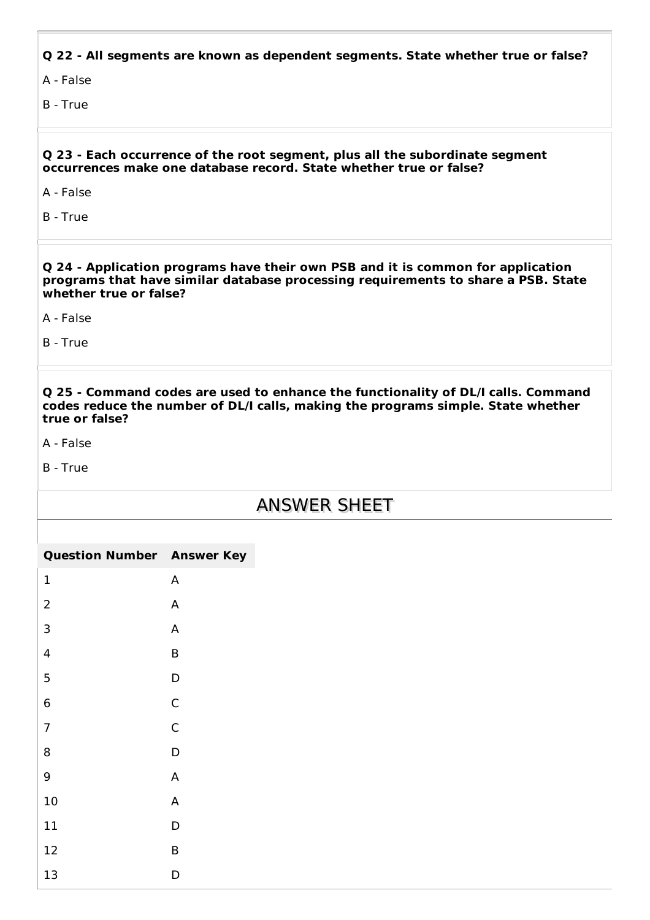**Q 22 - All segments are known as dependent segments. State whether true or false?**

A - False

B - True

**Q 23 - Each occurrence of the root segment, plus all the subordinate segment occurrences make one database record. State whether true or false?**

A - False

B - True

**Q 24 - Application programs have their own PSB and it is common for application programs that have similar database processing requirements to share a PSB. State whether true or false?**

A - False

B - True

**Q 25 - Command codes are used to enhance the functionality of DL/I calls. Command codes reduce the number of DL/I calls, making the programs simple. State whether true or false?**

A - False

B - True

## ANSWER SHEET

| Question Number | Answer Key |
| --- | --- |
| 1 | A |
| 2 | A |
| 3 | A |
| 4 | B |
| 5 | D |
| 6 | C |
| 7 | C |
| 8 | D |
| 9 | A |
| 10 | A |
| 11 | D |
| 12 | B |
| 13 | D |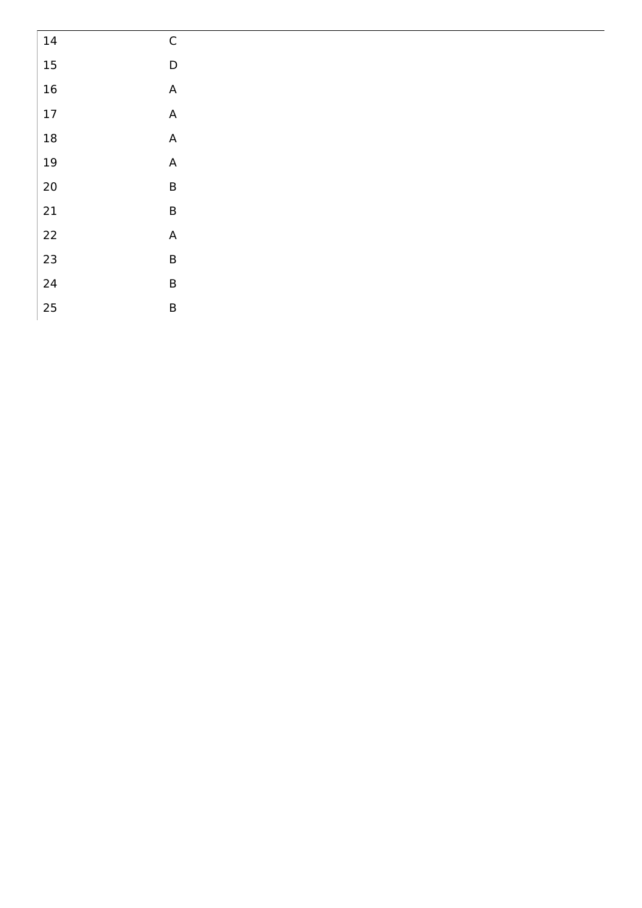| | |
|---|---|
| 14 | C |
| 15 | D |
| 16 | A |
| 17 | A |
| 18 | A |
| 19 | A |
| 20 | B |
| 21 | B |
| 22 | A |
| 23 | B |
| 24 | B |
| 25 | B |